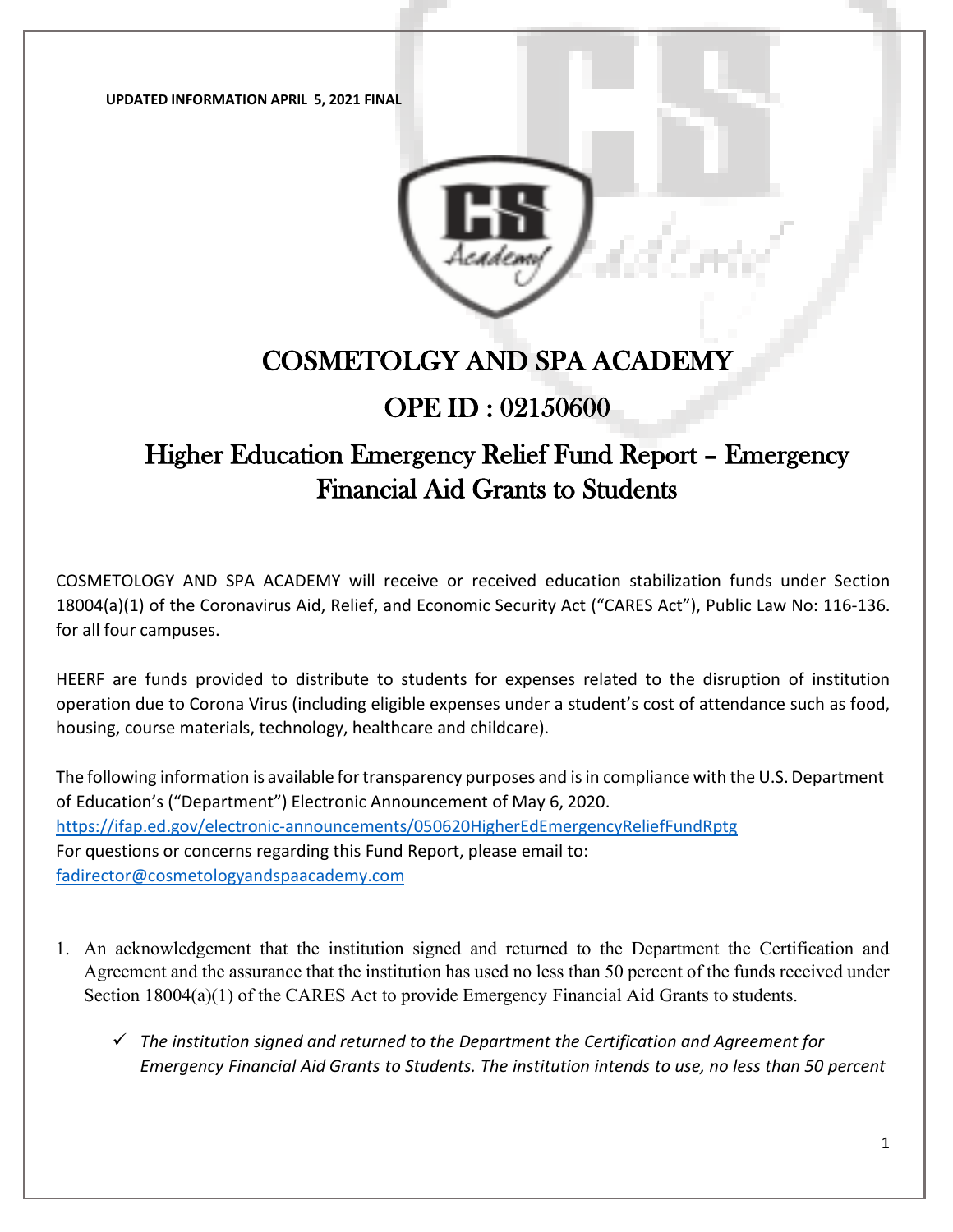**UPDATED INFORMATION APRIL 5, 2021 FINAL**

# COSMETOLGY AND SPA ACADEMY

## OPE ID : 02150600

## Higher Education Emergency Relief Fund Report – Emergency Financial Aid Grants to Students

COSMETOLOGY AND SPA ACADEMY will receive or received education stabilization funds under Section 18004(a)(1) of the Coronavirus Aid, Relief, and Economic Security Act ("CARES Act"), Public Law No: 116-136. for all four campuses.

HEERF are funds provided to distribute to students for expenses related to the disruption of institution operation due to Corona Virus (including eligible expenses under a student's cost of attendance such as food, housing, course materials, technology, healthcare and childcare).

The following information is available for transparency purposes and is in compliance with the U.S. Department of Education's ("Department") Electronic Announcement of May 6, 2020.
https://ifap.ed.gov/electronic-announcements/050620HigherEdEmergencyReliefFundRptg
For questions or concerns regarding this Fund Report, please email to:
fadirector@cosmetologyandspaacademy.com

1. An acknowledgement that the institution signed and returned to the Department the Certification and Agreement and the assurance that the institution has used no less than 50 percent of the funds received under Section 18004(a)(1) of the CARES Act to provide Emergency Financial Aid Grants to students.

   - ✓ *The institution signed and returned to the Department the Certification and Agreement for Emergency Financial Aid Grants to Students. The institution intends to use, no less than 50 percent*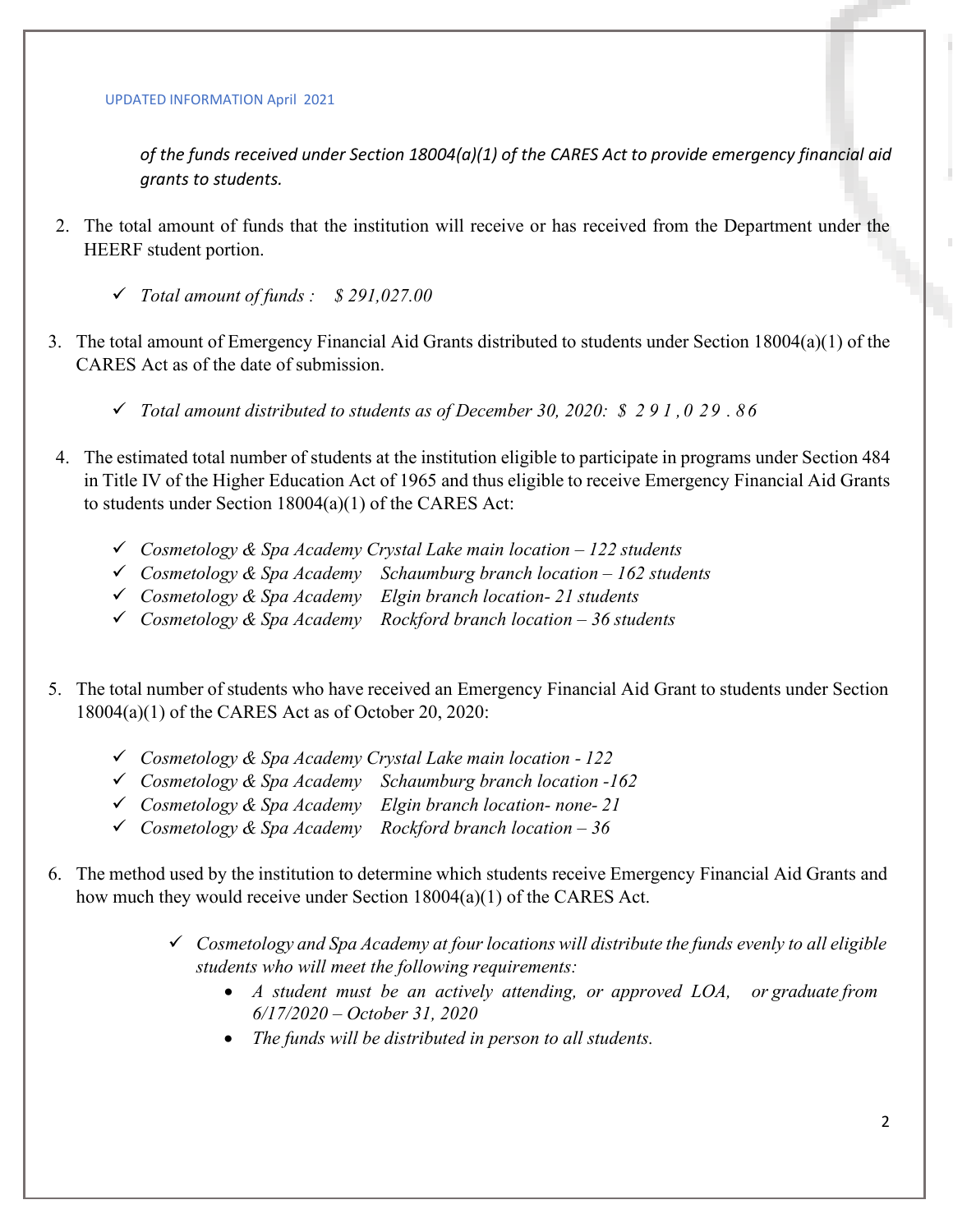UPDATED INFORMATION April 2021

*of the funds received under Section 18004(a)(1) of the CARES Act to provide emergency financial aid grants to students.*

2. The total amount of funds that the institution will receive or has received from the Department under the HEERF student portion.

    - ✓ *Total amount of funds : $ 291,027.00*

3. The total amount of Emergency Financial Aid Grants distributed to students under Section 18004(a)(1) of the CARES Act as of the date of submission.

    - ✓ *Total amount distributed to students as of December 30, 2020: $ 291,029.86*

4. The estimated total number of students at the institution eligible to participate in programs under Section 484 in Title IV of the Higher Education Act of 1965 and thus eligible to receive Emergency Financial Aid Grants to students under Section 18004(a)(1) of the CARES Act:

    - ✓ *Cosmetology & Spa Academy Crystal Lake main location – 122 students*
    - ✓ *Cosmetology & Spa Academy Schaumburg branch location – 162 students*
    - ✓ *Cosmetology & Spa Academy Elgin branch location- 21 students*
    - ✓ *Cosmetology & Spa Academy Rockford branch location – 36 students*

5. The total number of students who have received an Emergency Financial Aid Grant to students under Section 18004(a)(1) of the CARES Act as of October 20, 2020:

    - ✓ *Cosmetology & Spa Academy Crystal Lake main location - 122*
    - ✓ *Cosmetology & Spa Academy Schaumburg branch location -162*
    - ✓ *Cosmetology & Spa Academy Elgin branch location- none- 21*
    - ✓ *Cosmetology & Spa Academy Rockford branch location – 36*

6. The method used by the institution to determine which students receive Emergency Financial Aid Grants and how much they would receive under Section 18004(a)(1) of the CARES Act.

    - ✓ *Cosmetology and Spa Academy at four locations will distribute the funds evenly to all eligible students who will meet the following requirements:*
        - *A student must be an actively attending, or approved LOA, or graduate from 6/17/2020 – October 31, 2020*
        - *The funds will be distributed in person to all students.*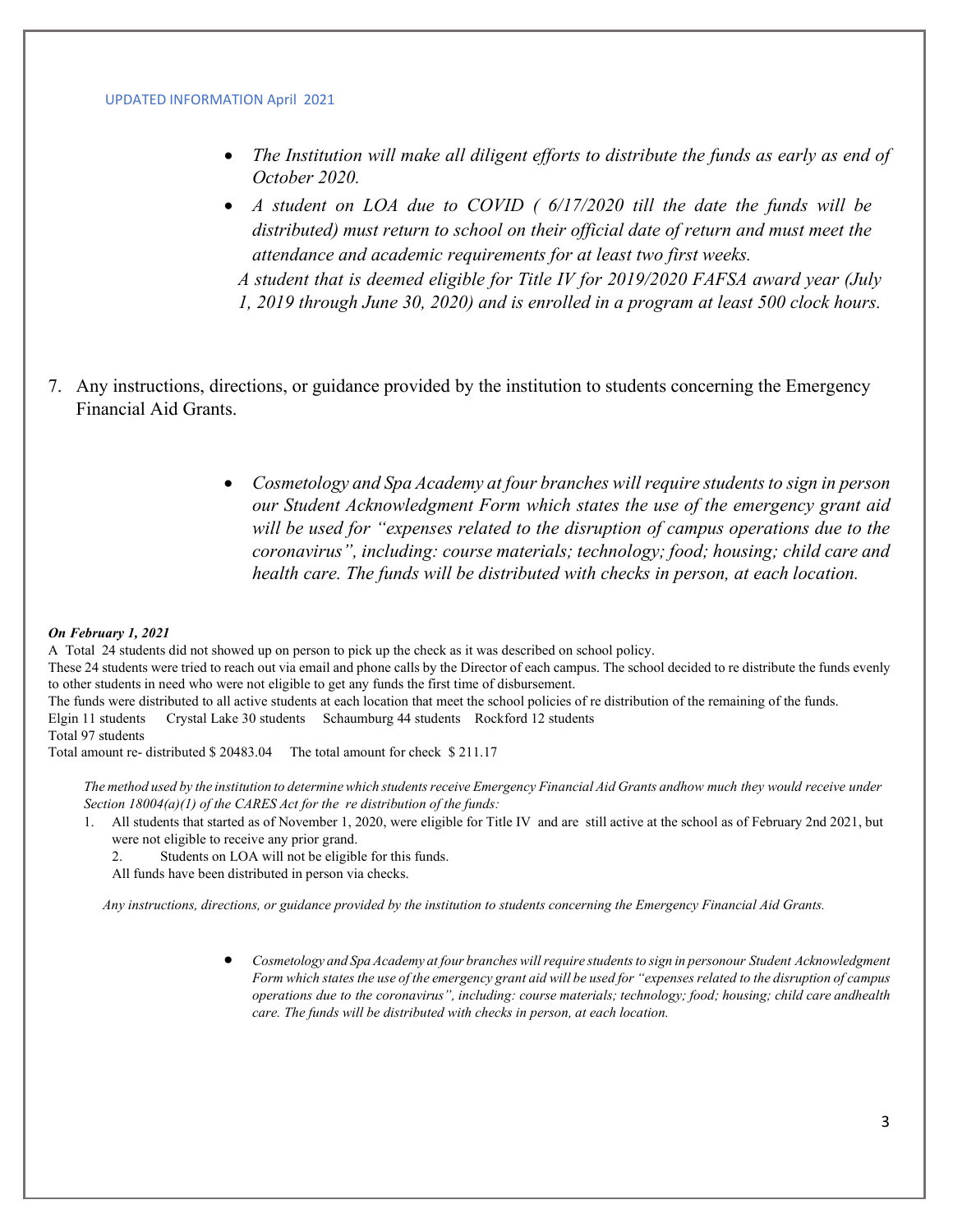UPDATED INFORMATION April 2021

- *The Institution will make all diligent efforts to distribute the funds as early as end of October 2020.*
- *A student on LOA due to COVID ( 6/17/2020 till the date the funds will be distributed) must return to school on their official date of return and must meet the attendance and academic requirements for at least two first weeks.*

  *A student that is deemed eligible for Title IV for 2019/2020 FAFSA award year (July 1, 2019 through June 30, 2020) and is enrolled in a program at least 500 clock hours.*

7. Any instructions, directions, or guidance provided by the institution to students concerning the Emergency Financial Aid Grants.

   - *Cosmetology and Spa Academy at four branches will require students to sign in person our Student Acknowledgment Form which states the use of the emergency grant aid will be used for "expenses related to the disruption of campus operations due to the coronavirus", including: course materials; technology; food; housing; child care and health care. The funds will be distributed with checks in person, at each location.*

***On February 1, 2021***

A Total 24 students did not showed up on person to pick up the check as it was described on school policy.

These 24 students were tried to reach out via email and phone calls by the Director of each campus. The school decided to re distribute the funds evenly to other students in need who were not eligible to get any funds the first time of disbursement.

The funds were distributed to all active students at each location that meet the school policies of re distribution of the remaining of the funds.

Elgin 11 students Crystal Lake 30 students Schaumburg 44 students Rockford 12 students

Total 97 students

Total amount re- distributed $ 20483.04 The total amount for check $ 211.17

*The method used by the institution to determine which students receive Emergency Financial Aid Grants andhow much they would receive under Section 18004(a)(1) of the CARES Act for the re distribution of the funds:*

1. All students that started as of November 1, 2020, were eligible for Title IV and are still active at the school as of February 2nd 2021, but were not eligible to receive any prior grand.
2. Students on LOA will not be eligible for this funds.

All funds have been distributed in person via checks.

*Any instructions, directions, or guidance provided by the institution to students concerning the Emergency Financial Aid Grants.*

- *Cosmetology and Spa Academy at four branches will require students to sign in personour Student Acknowledgment Form which states the use of the emergency grant aid will be used for "expenses related to the disruption of campus operations due to the coronavirus", including: course materials; technology; food; housing; child care andhealth care. The funds will be distributed with checks in person, at each location.*